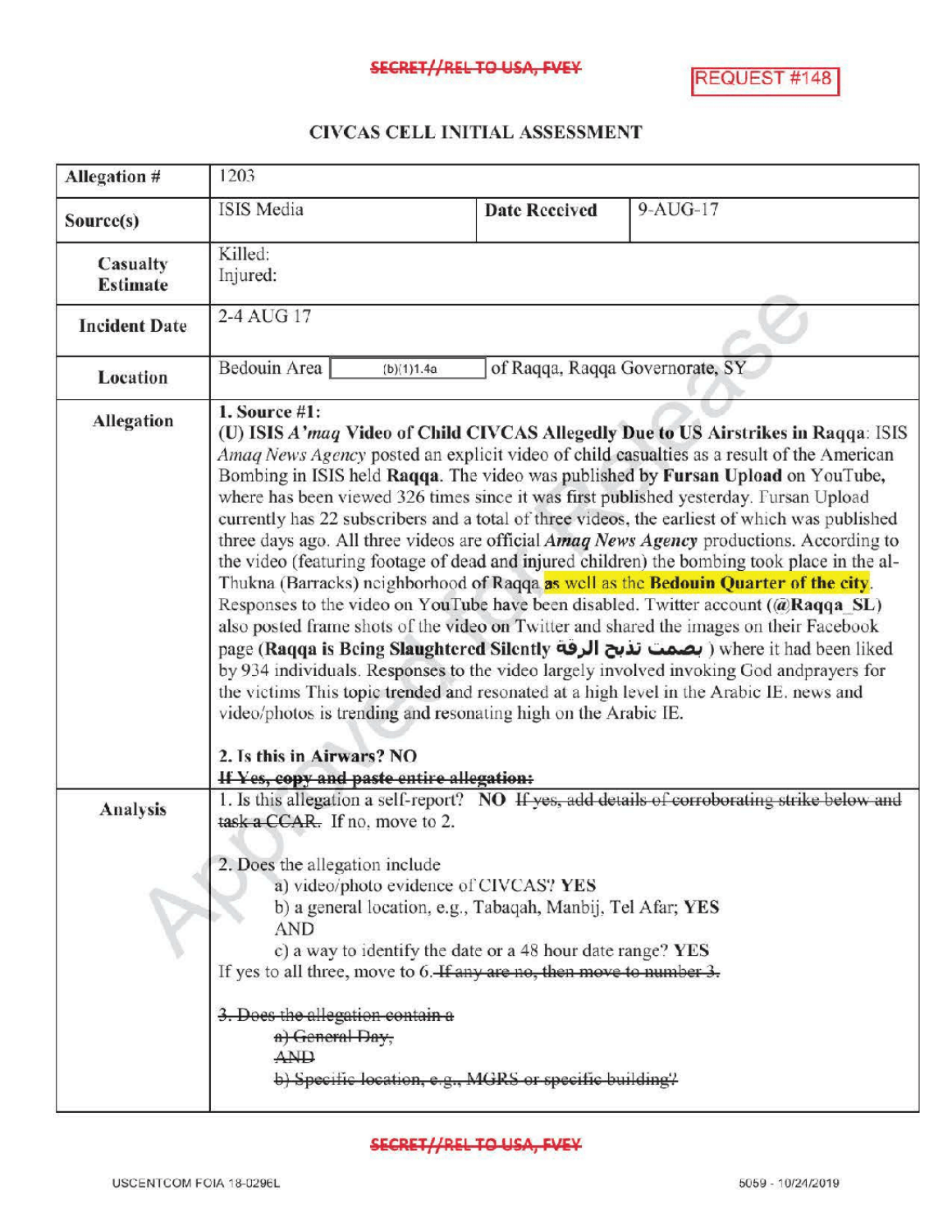SECRET//REL TO USA, FVEY

REQUEST #148

## CIVCAS CELL INITIAL ASSESSMENT

| Allegation # | 1203 | | |
|---|---|---|---|
| Source(s) | ISIS Media | Date Received | 9-AUG-17 |
| Casualty Estimate | Killed:<br>Injured: | | |
| Incident Date | 2-4 AUG 17 | | |
| Location | Bedouin Area (b)(1)1.4a of Raqqa, Raqqa Governorate, SY | | |
| Allegation | **1. Source #1:**<br>**(U) ISIS *A'maq* Video of Child CIVCAS Allegedly Due to US Airstrikes in Raqqa**: ISIS *Amaq News Agency* posted an explicit video of child casualties as a result of the American Bombing in ISIS held **Raqqa**. The video was published by **Fursan Upload** on YouTube, where has been viewed 326 times since it was first published yesterday. Fursan Upload currently has 22 subscribers and a total of three videos, the earliest of which was published three days ago. All three videos are official ***Amaq News Agency*** productions. According to the video (featuring footage of dead and injured children) the bombing took place in the al-Thukna (Barracks) neighborhood of Raqqa as well as the **Bedouin Quarter of the city**. Responses to the video on YouTube have been disabled. Twitter account (**@Raqqa_SL**) also posted frame shots of the video on Twitter and shared the images on their Facebook page (**Raqqa is Being Slaughtered Silently الرقة تذبح بصمت**) where it had been liked by 934 individuals. Responses to the video largely involved invoking God andprayers for the victims This topic trended and resonated at a high level in the Arabic IE. news and video/photos is trending and resonating high on the Arabic IE.<br><br>**2. Is this in Airwars? NO**<br>~~**If Yes, copy and paste entire allegation:**~~ | | |
| Analysis | 1. Is this allegation a self-report? **NO** ~~If yes, add details of corroborating strike below and task a CCAR.~~ If no, move to 2.<br><br>2. Does the allegation include<br>a) video/photo evidence of CIVCAS? **YES**<br>b) a general location, e.g., Tabaqah, Manbij, Tel Afar; **YES**<br>AND<br>c) a way to identify the date or a 48 hour date range? **YES**<br>If yes to all three, move to 6. ~~If any are no, then move to number 3.~~<br><br>~~3. Does the allegation contain a~~<br>~~a) General Day,~~<br>~~AND~~<br>~~b) Specific location, e.g., MGRS or specific building?~~ | | |

SECRET//REL TO USA, FVEY

USCENTCOM FOIA 18-0296L 5059 - 10/24/2019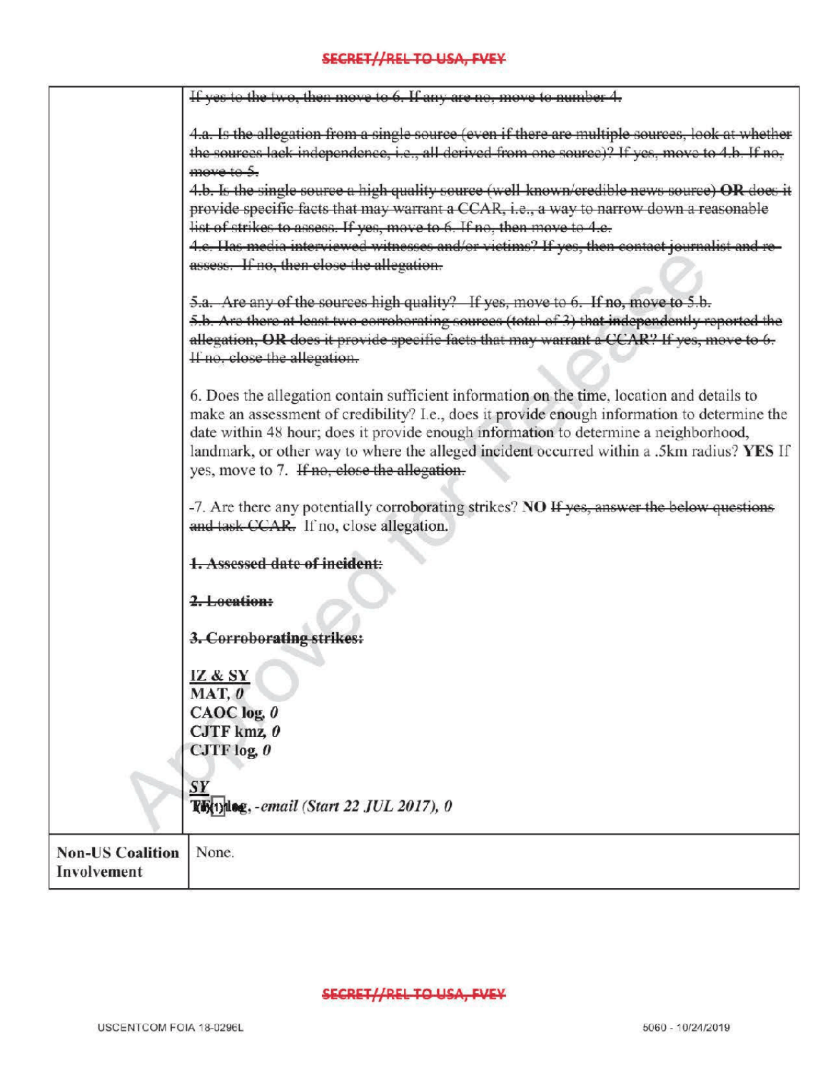| | |
|---|---|
| | ~~If yes to the two, then move to 6. If any are no, move to number 4.~~<br><br>~~4.a. Is the allegation from a single source (even if there are multiple sources, look at whether the sources lack independence, i.e., all derived from one source)? If yes, move to 4.b. If no, move to 5.~~<br>~~4.b. Is the single source a high quality source (well-known/credible news source) **OR** does it provide specific facts that may warrant a CCAR, i.e., a way to narrow down a reasonable list of strikes to assess. If yes, move to 6. If no, then move to 4.c.~~<br>~~4.c. Has media interviewed witnesses and/or victims? If yes, then contact journalist and re-assess. If no, then close the allegation.~~<br><br>~~5.a. Are any of the sources high quality? If yes, move to 6. If **no**, move to 5.b.~~<br>~~5.b. Are there at least two corroborating sources (total of 3) that independently reported the allegation, **OR** does it provide specific facts that may warrant a CCAR? If yes, move to 6. If no, close the allegation.~~<br><br>6. Does the allegation contain sufficient information on the time, location and details to make an assessment of credibility? I.e., does it provide enough information to determine the date within 48 hour; does it provide enough information to determine a neighborhood, landmark, or other way to where the alleged incident occurred within a .5km radius? **YES** If yes, move to 7. ~~If no, close the allegation.~~<br><br>-7. Are there any potentially corroborating strikes? **NO** ~~If yes, answer the below questions and task CCAR.~~ If no, close allegation.<br><br>~~**1. Assessed date of incident:**~~<br><br>~~**2. Location:**~~<br><br>~~**3. Corroborating strikes:**~~<br><br>**<u>IZ & SY</u>**<br>**MAT, *0***<br>**CAOC log, *0***<br>**CJTF kmz, *0***<br>**CJTF log, *0***<br><br>**<u>SY</u>**<br>**TF (b)(1) log**, *-email (Start 22 JUL 2017), 0* |
| **Non-US Coalition Involvement** | None. |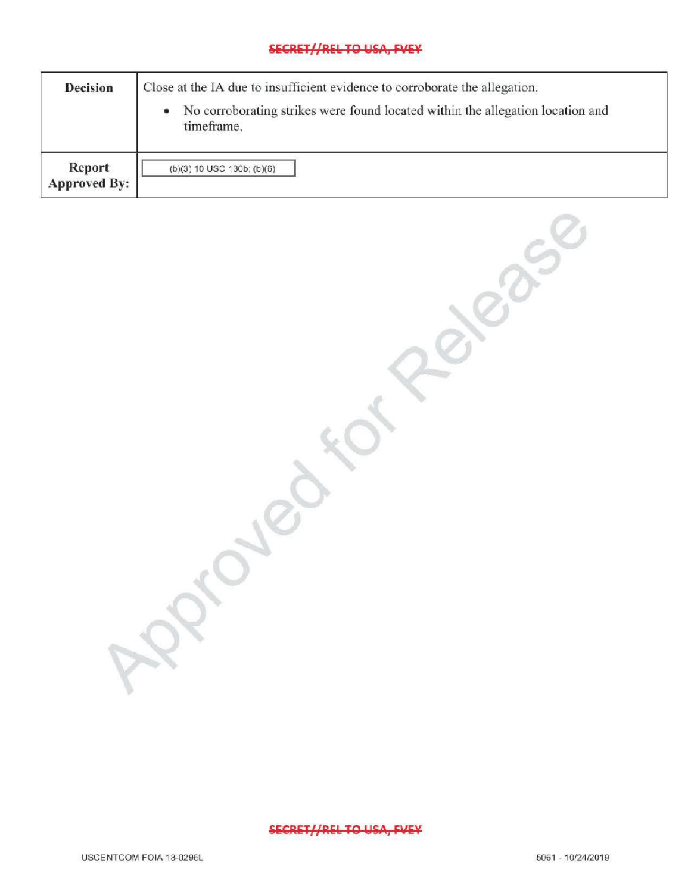| Decision | Close at the IA due to insufficient evidence to corroborate the allegation.<br>• No corroborating strikes were found located within the allegation location and timeframe. |
|---|---|
| **Report Approved By:** | (b)(3) 10 USC 130b; (b)(6) |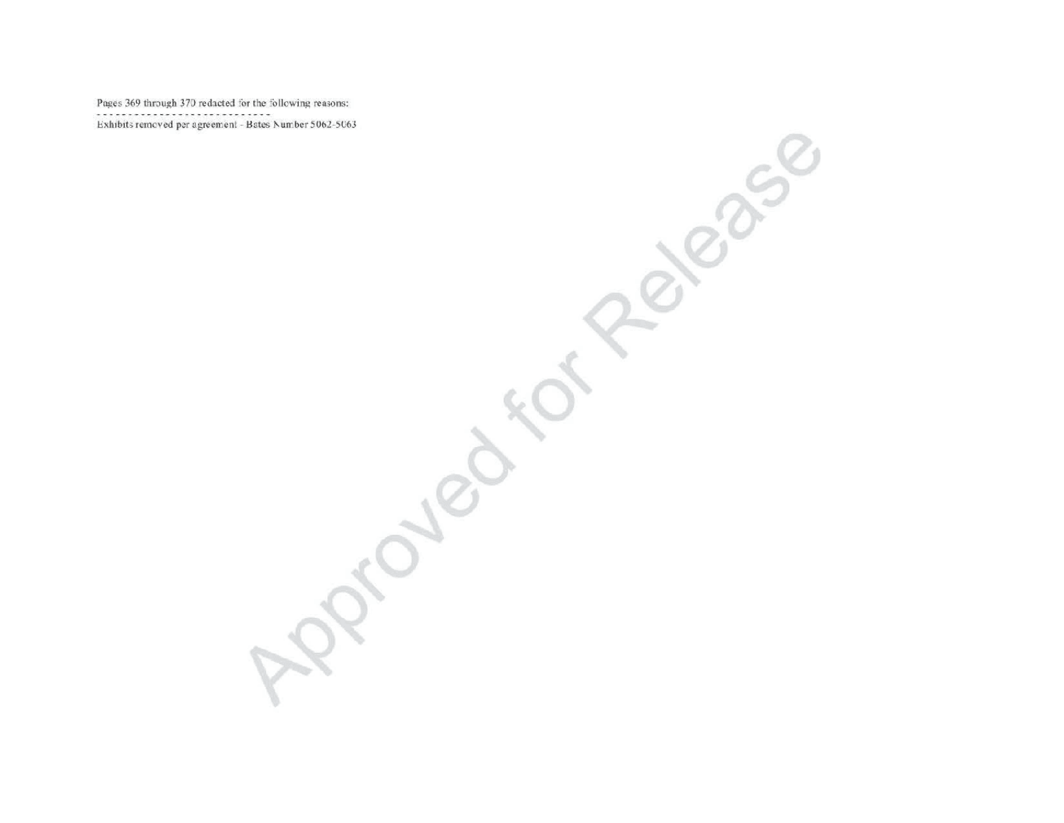Pages 369 through 370 redacted for the following reasons:

- - - - - - - - - - - - - - - - - - - - - - - - - - -

Exhibits removed per agreement - Bates Number 5062-5063